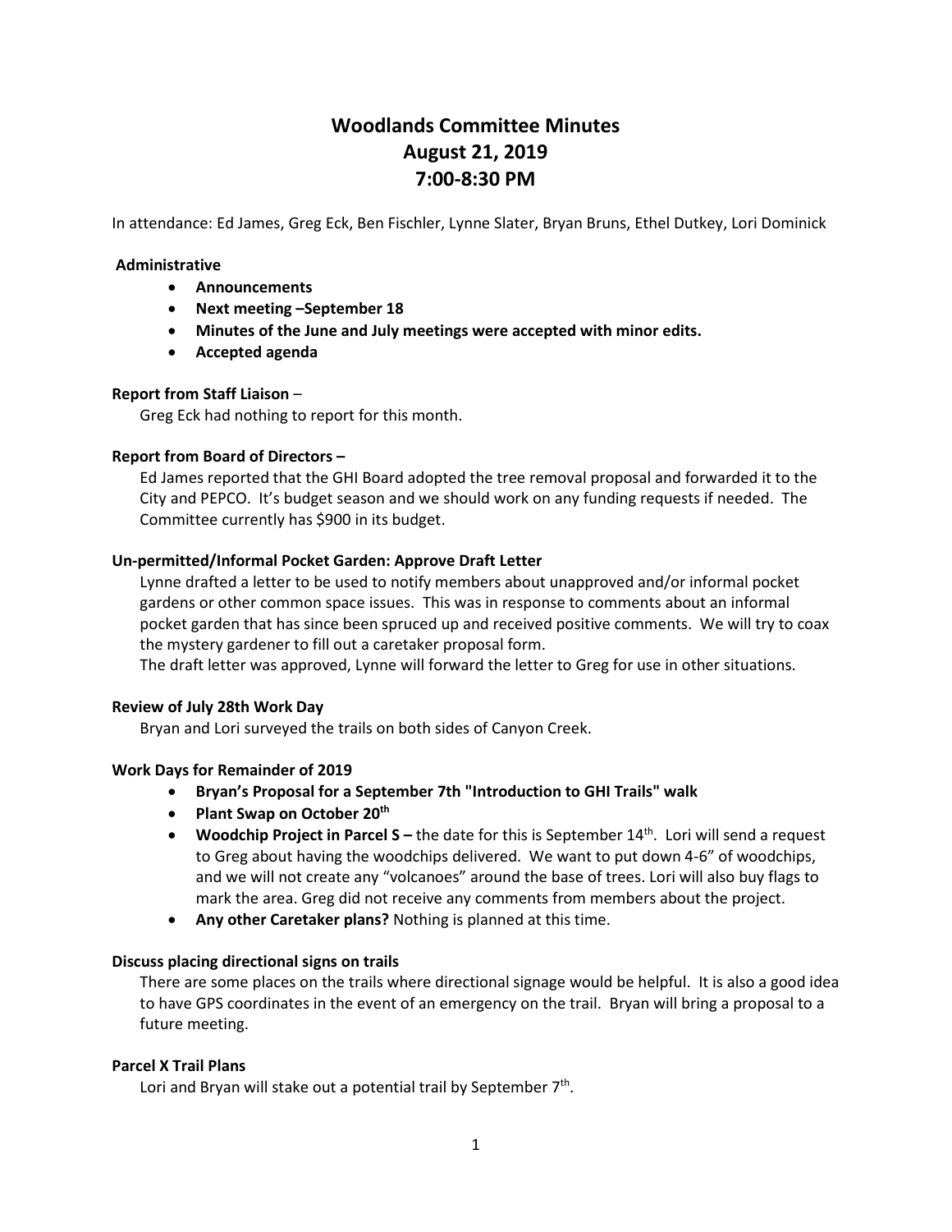# Woodlands Committee Minutes
# August 21, 2019
# 7:00-8:30 PM

In attendance: Ed James, Greg Eck, Ben Fischler, Lynne Slater, Bryan Bruns, Ethel Dutkey, Lori Dominick

**Administrative**

- **Announcements**
- **Next meeting –September 18**
- **Minutes of the June and July meetings were accepted with minor edits.**
- **Accepted agenda**

**Report from Staff Liaison** –

Greg Eck had nothing to report for this month.

**Report from Board of Directors –**

Ed James reported that the GHI Board adopted the tree removal proposal and forwarded it to the City and PEPCO. It's budget season and we should work on any funding requests if needed. The Committee currently has $900 in its budget.

**Un-permitted/Informal Pocket Garden: Approve Draft Letter**

Lynne drafted a letter to be used to notify members about unapproved and/or informal pocket gardens or other common space issues. This was in response to comments about an informal pocket garden that has since been spruced up and received positive comments. We will try to coax the mystery gardener to fill out a caretaker proposal form.

The draft letter was approved, Lynne will forward the letter to Greg for use in other situations.

**Review of July 28th Work Day**

Bryan and Lori surveyed the trails on both sides of Canyon Creek.

**Work Days for Remainder of 2019**

- **Bryan's Proposal for a September 7th "Introduction to GHI Trails" walk**
- **Plant Swap on October 20th**
- **Woodchip Project in Parcel S –** the date for this is September 14th. Lori will send a request to Greg about having the woodchips delivered. We want to put down 4-6" of woodchips, and we will not create any "volcanoes" around the base of trees. Lori will also buy flags to mark the area. Greg did not receive any comments from members about the project.
- **Any other Caretaker plans?** Nothing is planned at this time.

**Discuss placing directional signs on trails**

There are some places on the trails where directional signage would be helpful. It is also a good idea to have GPS coordinates in the event of an emergency on the trail. Bryan will bring a proposal to a future meeting.

**Parcel X Trail Plans**

Lori and Bryan will stake out a potential trail by September 7th.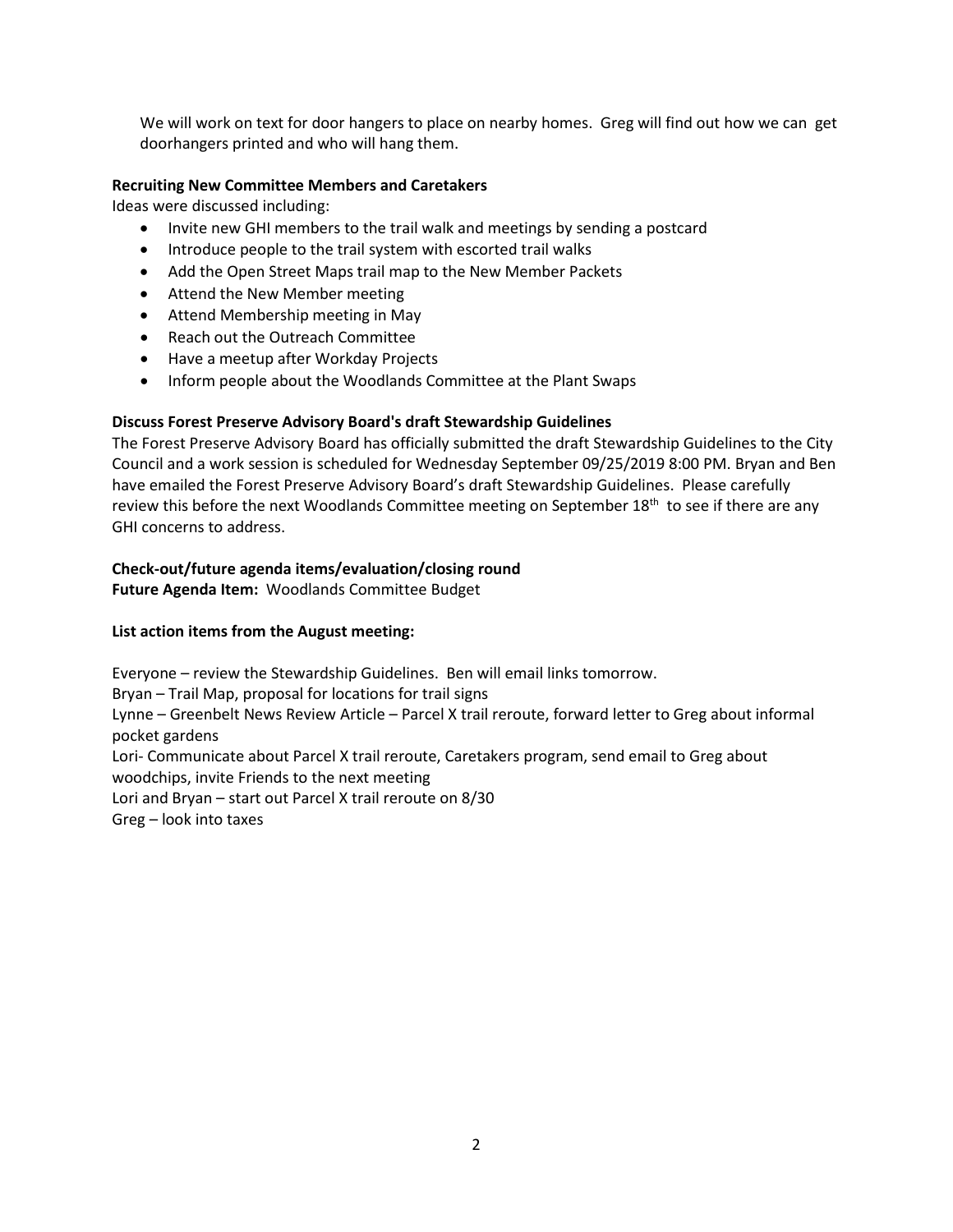We will work on text for door hangers to place on nearby homes. Greg will find out how we can get doorhangers printed and who will hang them.

**Recruiting New Committee Members and Caretakers**

Ideas were discussed including:

- Invite new GHI members to the trail walk and meetings by sending a postcard
- Introduce people to the trail system with escorted trail walks
- Add the Open Street Maps trail map to the New Member Packets
- Attend the New Member meeting
- Attend Membership meeting in May
- Reach out the Outreach Committee
- Have a meetup after Workday Projects
- Inform people about the Woodlands Committee at the Plant Swaps

**Discuss Forest Preserve Advisory Board's draft Stewardship Guidelines**

The Forest Preserve Advisory Board has officially submitted the draft Stewardship Guidelines to the City Council and a work session is scheduled for Wednesday September 09/25/2019 8:00 PM. Bryan and Ben have emailed the Forest Preserve Advisory Board's draft Stewardship Guidelines. Please carefully review this before the next Woodlands Committee meeting on September 18th to see if there are any GHI concerns to address.

**Check-out/future agenda items/evaluation/closing round**

**Future Agenda Item:** Woodlands Committee Budget

**List action items from the August meeting:**

Everyone – review the Stewardship Guidelines. Ben will email links tomorrow.
Bryan – Trail Map, proposal for locations for trail signs
Lynne – Greenbelt News Review Article – Parcel X trail reroute, forward letter to Greg about informal pocket gardens
Lori- Communicate about Parcel X trail reroute, Caretakers program, send email to Greg about woodchips, invite Friends to the next meeting
Lori and Bryan – start out Parcel X trail reroute on 8/30
Greg – look into taxes